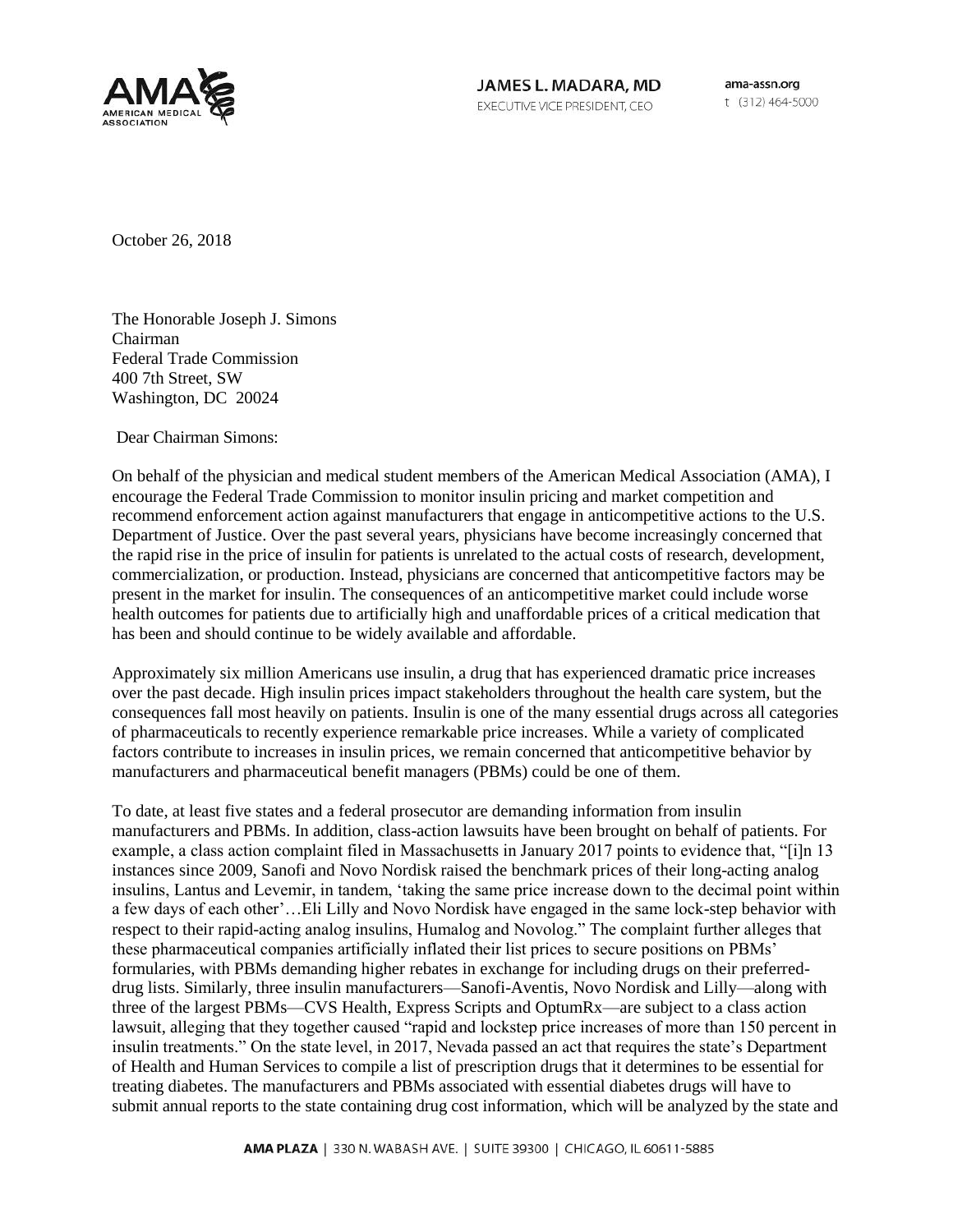**JAMES L. MADARA, MD**
EXECUTIVE VICE PRESIDENT, CEO

ama-assn.org
t (312) 464-5000

October 26, 2018

The Honorable Joseph J. Simons
Chairman
Federal Trade Commission
400 7th Street, SW
Washington, DC 20024

Dear Chairman Simons:

On behalf of the physician and medical student members of the American Medical Association (AMA), I encourage the Federal Trade Commission to monitor insulin pricing and market competition and recommend enforcement action against manufacturers that engage in anticompetitive actions to the U.S. Department of Justice. Over the past several years, physicians have become increasingly concerned that the rapid rise in the price of insulin for patients is unrelated to the actual costs of research, development, commercialization, or production. Instead, physicians are concerned that anticompetitive factors may be present in the market for insulin. The consequences of an anticompetitive market could include worse health outcomes for patients due to artificially high and unaffordable prices of a critical medication that has been and should continue to be widely available and affordable.

Approximately six million Americans use insulin, a drug that has experienced dramatic price increases over the past decade. High insulin prices impact stakeholders throughout the health care system, but the consequences fall most heavily on patients. Insulin is one of the many essential drugs across all categories of pharmaceuticals to recently experience remarkable price increases. While a variety of complicated factors contribute to increases in insulin prices, we remain concerned that anticompetitive behavior by manufacturers and pharmaceutical benefit managers (PBMs) could be one of them.

To date, at least five states and a federal prosecutor are demanding information from insulin manufacturers and PBMs. In addition, class-action lawsuits have been brought on behalf of patients. For example, a class action complaint filed in Massachusetts in January 2017 points to evidence that, "[i]n 13 instances since 2009, Sanofi and Novo Nordisk raised the benchmark prices of their long-acting analog insulins, Lantus and Levemir, in tandem, 'taking the same price increase down to the decimal point within a few days of each other'…Eli Lilly and Novo Nordisk have engaged in the same lock-step behavior with respect to their rapid-acting analog insulins, Humalog and Novolog." The complaint further alleges that these pharmaceutical companies artificially inflated their list prices to secure positions on PBMs' formularies, with PBMs demanding higher rebates in exchange for including drugs on their preferred-drug lists. Similarly, three insulin manufacturers—Sanofi-Aventis, Novo Nordisk and Lilly—along with three of the largest PBMs—CVS Health, Express Scripts and OptumRx—are subject to a class action lawsuit, alleging that they together caused "rapid and lockstep price increases of more than 150 percent in insulin treatments." On the state level, in 2017, Nevada passed an act that requires the state's Department of Health and Human Services to compile a list of prescription drugs that it determines to be essential for treating diabetes. The manufacturers and PBMs associated with essential diabetes drugs will have to submit annual reports to the state containing drug cost information, which will be analyzed by the state and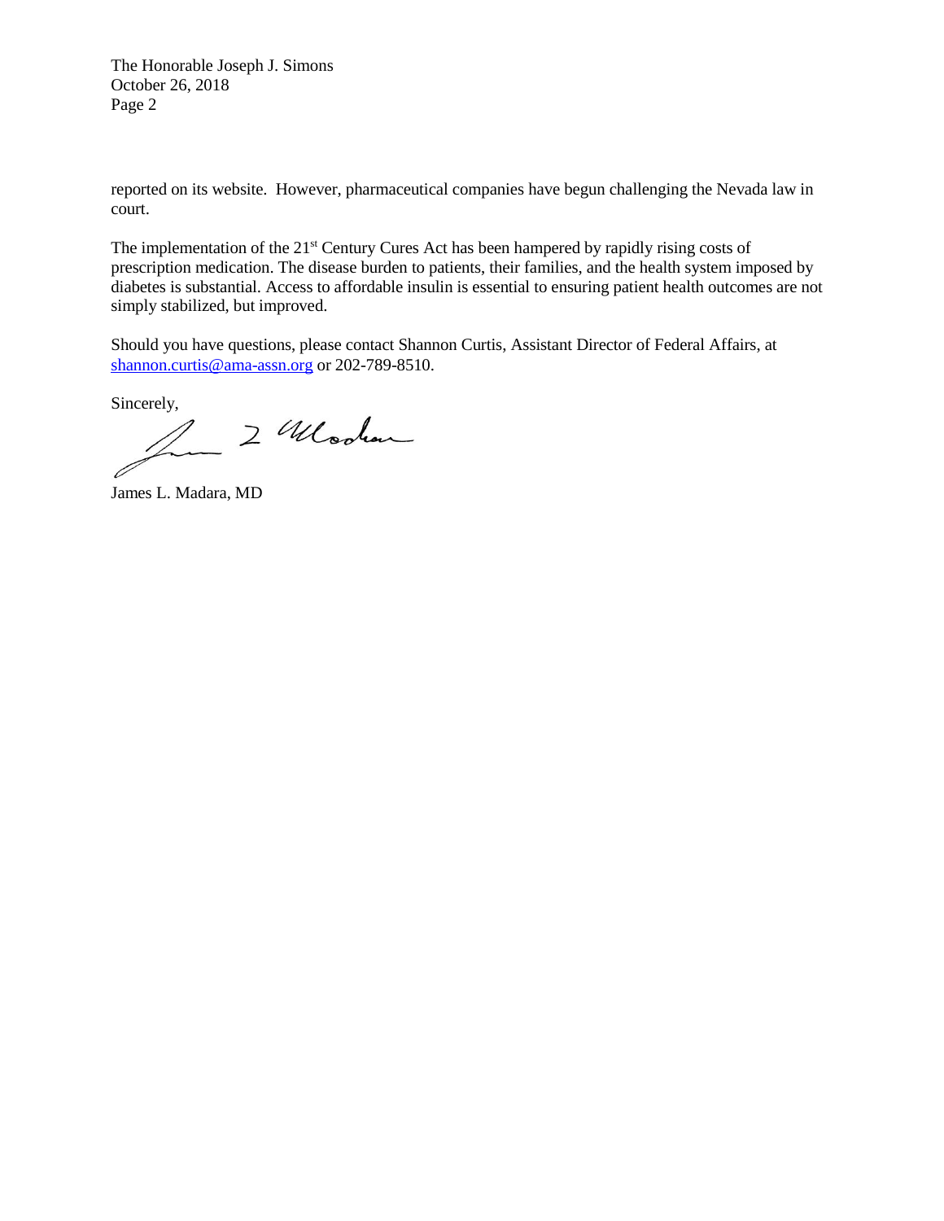reported on its website. However, pharmaceutical companies have begun challenging the Nevada law in court.

The implementation of the 21st Century Cures Act has been hampered by rapidly rising costs of prescription medication. The disease burden to patients, their families, and the health system imposed by diabetes is substantial. Access to affordable insulin is essential to ensuring patient health outcomes are not simply stabilized, but improved.

Should you have questions, please contact Shannon Curtis, Assistant Director of Federal Affairs, at shannon.curtis@ama-assn.org or 202-789-8510.

Sincerely,

James L. Madara, MD